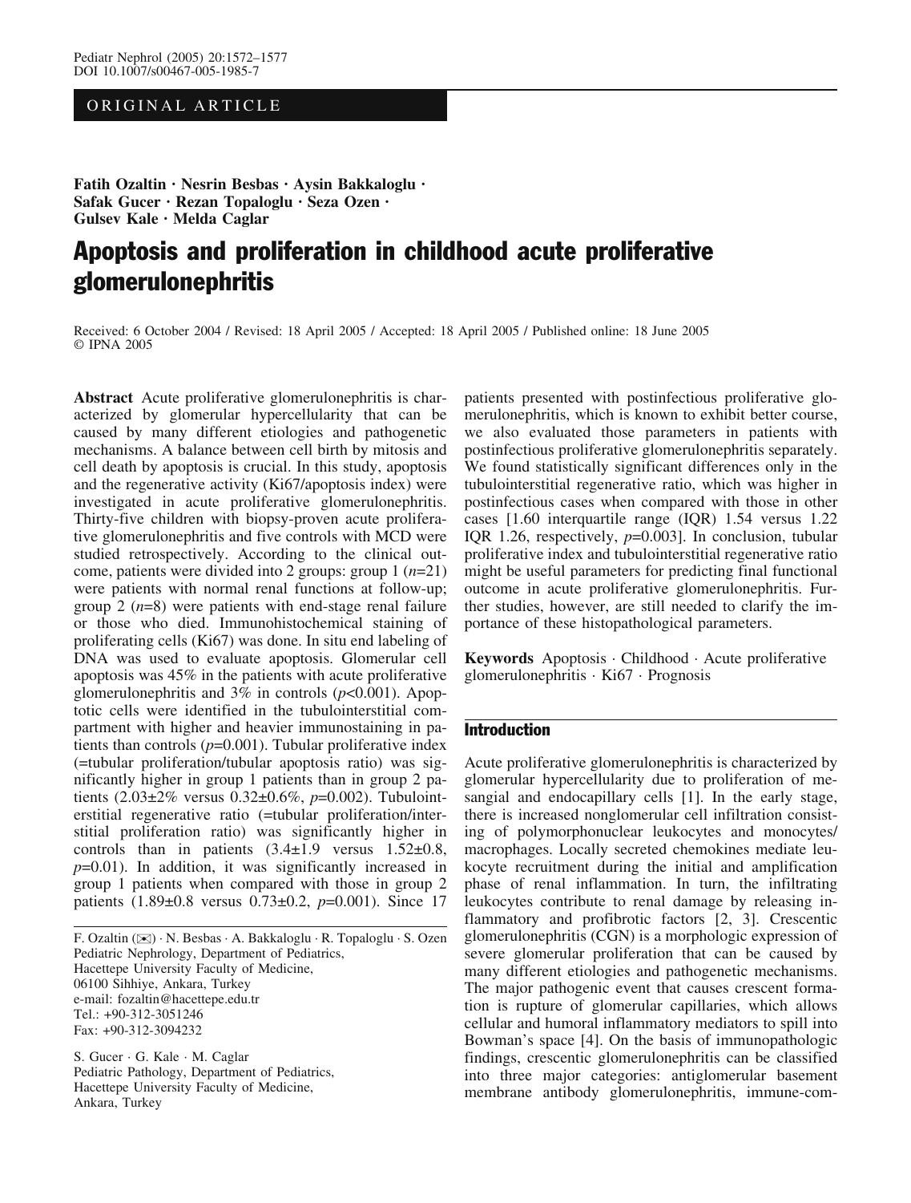ORIGINAL ARTICLE

**Fatih Ozaltin · Nesrin Besbas · Aysin Bakkaloglu · Safak Gucer · Rezan Topaloglu · Seza Ozen · Gulsev Kale · Melda Caglar**

# Apoptosis and proliferation in childhood acute proliferative glomerulonephritis

Received: 6 October 2004 / Revised: 18 April 2005 / Accepted: 18 April 2005 / Published online: 18 June 2005
© IPNA 2005

**Abstract** Acute proliferative glomerulonephritis is characterized by glomerular hypercellularity that can be caused by many different etiologies and pathogenetic mechanisms. A balance between cell birth by mitosis and cell death by apoptosis is crucial. In this study, apoptosis and the regenerative activity (Ki67/apoptosis index) were investigated in acute proliferative glomerulonephritis. Thirty-five children with biopsy-proven acute proliferative glomerulonephritis and five controls with MCD were studied retrospectively. According to the clinical outcome, patients were divided into 2 groups: group 1 ($n$=21) were patients with normal renal functions at follow-up; group 2 ($n$=8) were patients with end-stage renal failure or those who died. Immunohistochemical staining of proliferating cells (Ki67) was done. In situ end labeling of DNA was used to evaluate apoptosis. Glomerular cell apoptosis was 45% in the patients with acute proliferative glomerulonephritis and 3% in controls ($p$<0.001). Apoptotic cells were identified in the tubulointerstitial compartment with higher and heavier immunostaining in patients than controls ($p$=0.001). Tubular proliferative index (=tubular proliferation/tubular apoptosis ratio) was significantly higher in group 1 patients than in group 2 patients (2.03±2% versus 0.32±0.6%, $p$=0.002). Tubulointerstitial regenerative ratio (=tubular proliferation/interstitial proliferation ratio) was significantly higher in controls than in patients (3.4±1.9 versus 1.52±0.8, $p$=0.01). In addition, it was significantly increased in group 1 patients when compared with those in group 2 patients (1.89±0.8 versus 0.73±0.2, $p$=0.001). Since 17 patients presented with postinfectious proliferative glomerulonephritis, which is known to exhibit better course, we also evaluated those parameters in patients with postinfectious proliferative glomerulonephritis separately. We found statistically significant differences only in the tubulointerstitial regenerative ratio, which was higher in postinfectious cases when compared with those in other cases [1.60 interquartile range (IQR) 1.54 versus 1.22 IQR 1.26, respectively, $p$=0.003]. In conclusion, tubular proliferative index and tubulointerstitial regenerative ratio might be useful parameters for predicting final functional outcome in acute proliferative glomerulonephritis. Further studies, however, are still needed to clarify the importance of these histopathological parameters.

**Keywords** Apoptosis · Childhood · Acute proliferative glomerulonephritis · Ki67 · Prognosis

F. Ozaltin (✉) · N. Besbas · A. Bakkaloglu · R. Topaloglu · S. Ozen
Pediatric Nephrology, Department of Pediatrics,
Hacettepe University Faculty of Medicine,
06100 Sihhiye, Ankara, Turkey
e-mail: fozaltin@hacettepe.edu.tr
Tel.: +90-312-3051246
Fax: +90-312-3094232

S. Gucer · G. Kale · M. Caglar
Pediatric Pathology, Department of Pediatrics,
Hacettepe University Faculty of Medicine,
Ankara, Turkey

## Introduction

Acute proliferative glomerulonephritis is characterized by glomerular hypercellularity due to proliferation of mesangial and endocapillary cells [1]. In the early stage, there is increased nonglomerular cell infiltration consisting of polymorphonuclear leukocytes and monocytes/macrophages. Locally secreted chemokines mediate leukocyte recruitment during the initial and amplification phase of renal inflammation. In turn, the infiltrating leukocytes contribute to renal damage by releasing inflammatory and profibrotic factors [2, 3]. Crescentic glomerulonephritis (CGN) is a morphologic expression of severe glomerular proliferation that can be caused by many different etiologies and pathogenetic mechanisms. The major pathogenic event that causes crescent formation is rupture of glomerular capillaries, which allows cellular and humoral inflammatory mediators to spill into Bowman's space [4]. On the basis of immunopathologic findings, crescentic glomerulonephritis can be classified into three major categories: antiglomerular basement membrane antibody glomerulonephritis, immune-com-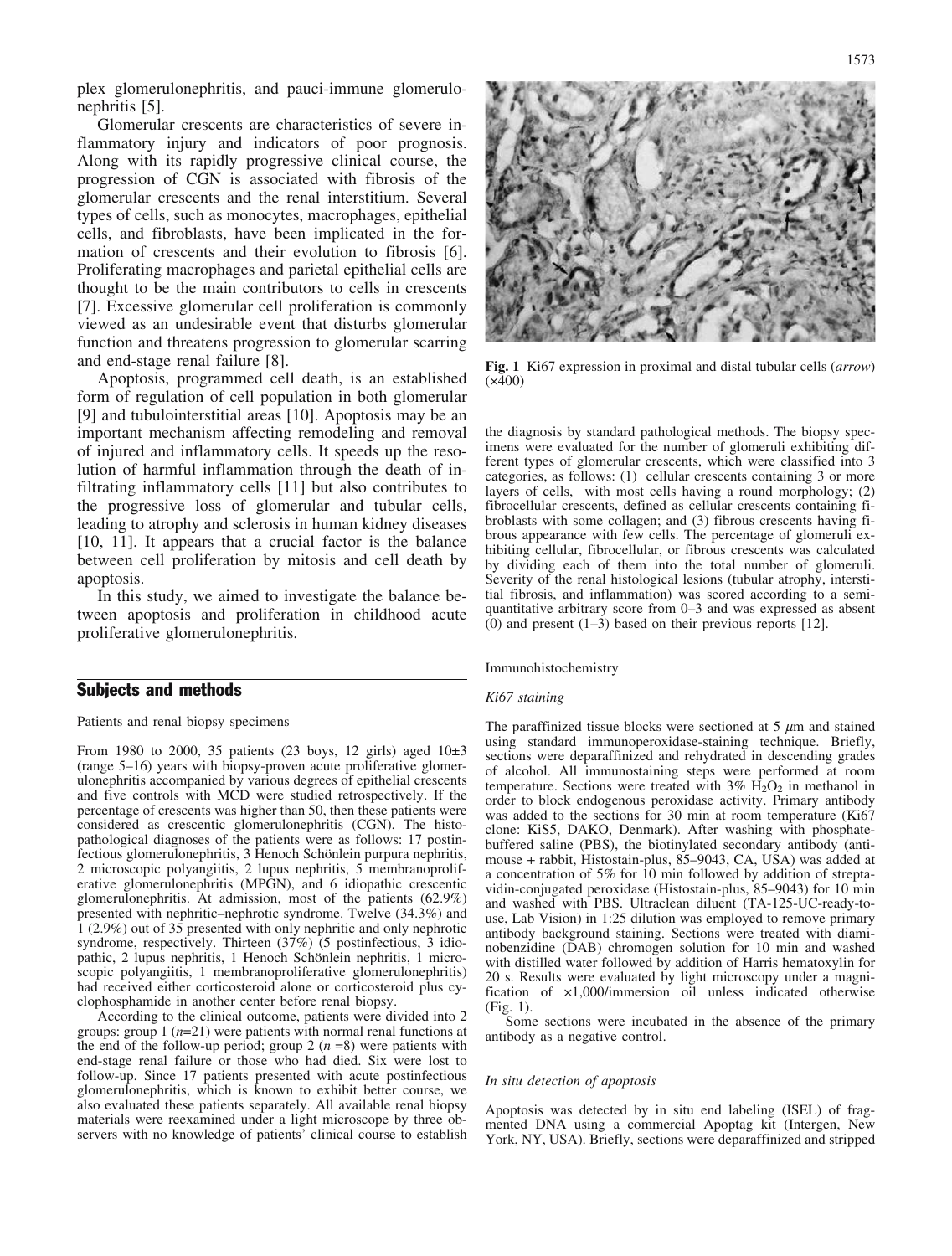plex glomerulonephritis, and pauci-immune glomerulonephritis [5].

Glomerular crescents are characteristics of severe inflammatory injury and indicators of poor prognosis. Along with its rapidly progressive clinical course, the progression of CGN is associated with fibrosis of the glomerular crescents and the renal interstitium. Several types of cells, such as monocytes, macrophages, epithelial cells, and fibroblasts, have been implicated in the formation of crescents and their evolution to fibrosis [6]. Proliferating macrophages and parietal epithelial cells are thought to be the main contributors to cells in crescents [7]. Excessive glomerular cell proliferation is commonly viewed as an undesirable event that disturbs glomerular function and threatens progression to glomerular scarring and end-stage renal failure [8].

Apoptosis, programmed cell death, is an established form of regulation of cell population in both glomerular [9] and tubulointerstitial areas [10]. Apoptosis may be an important mechanism affecting remodeling and removal of injured and inflammatory cells. It speeds up the resolution of harmful inflammation through the death of infiltrating inflammatory cells [11] but also contributes to the progressive loss of glomerular and tubular cells, leading to atrophy and sclerosis in human kidney diseases [10, 11]. It appears that a crucial factor is the balance between cell proliferation by mitosis and cell death by apoptosis.

In this study, we aimed to investigate the balance between apoptosis and proliferation in childhood acute proliferative glomerulonephritis.

## Subjects and methods

### Patients and renal biopsy specimens

From 1980 to 2000, 35 patients (23 boys, 12 girls) aged 10±3 (range 5–16) years with biopsy-proven acute proliferative glomerulonephritis accompanied by various degrees of epithelial crescents and five controls with MCD were studied retrospectively. If the percentage of crescents was higher than 50, then these patients were considered as crescentic glomerulonephritis (CGN). The histopathological diagnoses of the patients were as follows: 17 postinfectious glomerulonephritis, 3 Henoch Schönlein purpura nephritis, 2 microscopic polyangiitis, 2 lupus nephritis, 5 membranoproliferative glomerulonephritis (MPGN), and 6 idiopathic crescentic glomerulonephritis. At admission, most of the patients (62.9%) presented with nephritic–nephrotic syndrome. Twelve (34.3%) and 1 (2.9%) out of 35 presented with only nephritic and only nephrotic syndrome, respectively. Thirteen (37%) (5 postinfectious, 3 idiopathic, 2 lupus nephritis, 1 Henoch Schönlein nephritis, 1 microscopic polyangiitis, 1 membranoproliferative glomerulonephritis) had received either corticosteroid alone or corticosteroid plus cyclophosphamide in another center before renal biopsy.

According to the clinical outcome, patients were divided into 2 groups: group 1 ($n$=21) were patients with normal renal functions at the end of the follow-up period; group 2 ($n$ =8) were patients with end-stage renal failure or those who had died. Six were lost to follow-up. Since 17 patients presented with acute postinfectious glomerulonephritis, which is known to exhibit better course, we also evaluated these patients separately. All available renal biopsy materials were reexamined under a light microscope by three observers with no knowledge of patients' clinical course to establish the diagnosis by standard pathological methods. The biopsy specimens were evaluated for the number of glomeruli exhibiting different types of glomerular crescents, which were classified into 3 categories, as follows: (1) cellular crescents containing 3 or more layers of cells, with most cells having a round morphology; (2) fibrocellular crescents, defined as cellular crescents containing fibroblasts with some collagen; and (3) fibrous crescents having fibrous appearance with few cells. The percentage of glomeruli exhibiting cellular, fibrocellular, or fibrous crescents was calculated by dividing each of them into the total number of glomeruli. Severity of the renal histological lesions (tubular atrophy, interstitial fibrosis, and inflammation) was scored according to a semiquantitative arbitrary score from 0–3 and was expressed as absent (0) and present (1–3) based on their previous reports [12].

**Fig. 1** Ki67 expression in proximal and distal tubular cells (*arrow*) (×400)

### Immunohistochemistry

*Ki67 staining*

The paraffinized tissue blocks were sectioned at 5 µm and stained using standard immunoperoxidase-staining technique. Briefly, sections were deparaffinized and rehydrated in descending grades of alcohol. All immunostaining steps were performed at room temperature. Sections were treated with 3% $H_2O_2$ in methanol in order to block endogenous peroxidase activity. Primary antibody was added to the sections for 30 min at room temperature (Ki67 clone: KiS5, DAKO, Denmark). After washing with phosphate-buffered saline (PBS), the biotinylated secondary antibody (anti-mouse + rabbit, Histostain-plus, 85–9043, CA, USA) was added at a concentration of 5% for 10 min followed by addition of streptavidin-conjugated peroxidase (Histostain-plus, 85–9043) for 10 min and washed with PBS. Ultraclean diluent (TA-125-UC-ready-to-use, Lab Vision) in 1:25 dilution was employed to remove primary antibody background staining. Sections were treated with diaminobenzidine (DAB) chromogen solution for 10 min and washed with distilled water followed by addition of Harris hematoxylin for 20 s. Results were evaluated by light microscopy under a magnification of ×1,000/immersion oil unless indicated otherwise (Fig. 1).

Some sections were incubated in the absence of the primary antibody as a negative control.

*In situ detection of apoptosis*

Apoptosis was detected by in situ end labeling (ISEL) of fragmented DNA using a commercial Apoptag kit (Intergen, New York, NY, USA). Briefly, sections were deparaffinized and stripped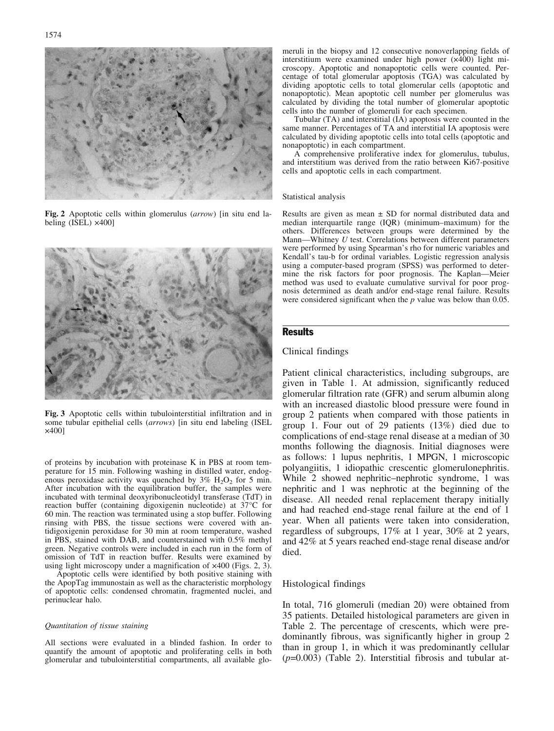Fig. 2 Apoptotic cells within glomerulus (*arrow*) [in situ end labeling (ISEL) ×400]

Fig. 3 Apoptotic cells within tubulointerstitial infiltration and in some tubular epithelial cells (*arrows*) [in situ end labeling (ISEL ×400]

of proteins by incubation with proteinase K in PBS at room temperature for 15 min. Following washing in distilled water, endogenous peroxidase activity was quenched by 3% $H_2O_2$ for 5 min. After incubation with the equilibration buffer, the samples were incubated with terminal deoxyribonucleotidyl transferase (TdT) in reaction buffer (containing digoxigenin nucleotide) at 37°C for 60 min. The reaction was terminated using a stop buffer. Following rinsing with PBS, the tissue sections were covered with antidigoxigenin peroxidase for 30 min at room temperature, washed in PBS, stained with DAB, and counterstained with 0.5% methyl green. Negative controls were included in each run in the form of omission of TdT in reaction buffer. Results were examined by using light microscopy under a magnification of ×400 (Figs. 2, 3).

Apoptotic cells were identified by both positive staining with the ApopTag immunostain as well as the characteristic morphology of apoptotic cells: condensed chromatin, fragmented nuclei, and perinuclear halo.

*Quantitation of tissue staining*

All sections were evaluated in a blinded fashion. In order to quantify the amount of apoptotic and proliferating cells in both glomerular and tubulointerstitial compartments, all available glomeruli in the biopsy and 12 consecutive nonoverlapping fields of interstitium were examined under high power (×400) light microscopy. Apoptotic and nonapoptotic cells were counted. Percentage of total glomerular apoptosis (TGA) was calculated by dividing apoptotic cells to total glomerular cells (apoptotic and nonapoptotic). Mean apoptotic cell number per glomerulus was calculated by dividing the total number of glomerular apoptotic cells into the number of glomeruli for each specimen.

Tubular (TA) and interstitial (IA) apoptosis were counted in the same manner. Percentages of TA and interstitial IA apoptosis were calculated by dividing apoptotic cells into total cells (apoptotic and nonapoptotic) in each compartment.

A comprehensive proliferative index for glomerulus, tubulus, and interstitium was derived from the ratio between Ki67-positive cells and apoptotic cells in each compartment.

Statistical analysis

Results are given as mean ± SD for normal distributed data and median interquartile range (IQR) (minimum–maximum) for the others. Differences between groups were determined by the Mann—Whitney *U* test. Correlations between different parameters were performed by using Spearman's rho for numeric variables and Kendall's tau-b for ordinal variables. Logistic regression analysis using a computer-based program (SPSS) was performed to determine the risk factors for poor prognosis. The Kaplan—Meier method was used to evaluate cumulative survival for poor prognosis determined as death and/or end-stage renal failure. Results were considered significant when the *p* value was below than 0.05.

## Results

### Clinical findings

Patient clinical characteristics, including subgroups, are given in Table 1. At admission, significantly reduced glomerular filtration rate (GFR) and serum albumin along with an increased diastolic blood pressure were found in group 2 patients when compared with those patients in group 1. Four out of 29 patients (13%) died due to complications of end-stage renal disease at a median of 30 months following the diagnosis. Initial diagnoses were as follows: 1 lupus nephritis, 1 MPGN, 1 microscopic polyangiitis, 1 idiopathic crescentic glomerulonephritis. While 2 showed nephritic–nephrotic syndrome, 1 was nephritic and 1 was nephrotic at the beginning of the disease. All needed renal replacement therapy initially and had reached end-stage renal failure at the end of 1 year. When all patients were taken into consideration, regardless of subgroups, 17% at 1 year, 30% at 2 years, and 42% at 5 years reached end-stage renal disease and/or died.

### Histological findings

In total, 716 glomeruli (median 20) were obtained from 35 patients. Detailed histological parameters are given in Table 2. The percentage of crescents, which were predominantly fibrous, was significantly higher in group 2 than in group 1, in which it was predominantly cellular ($p$=0.003) (Table 2). Interstitial fibrosis and tubular at-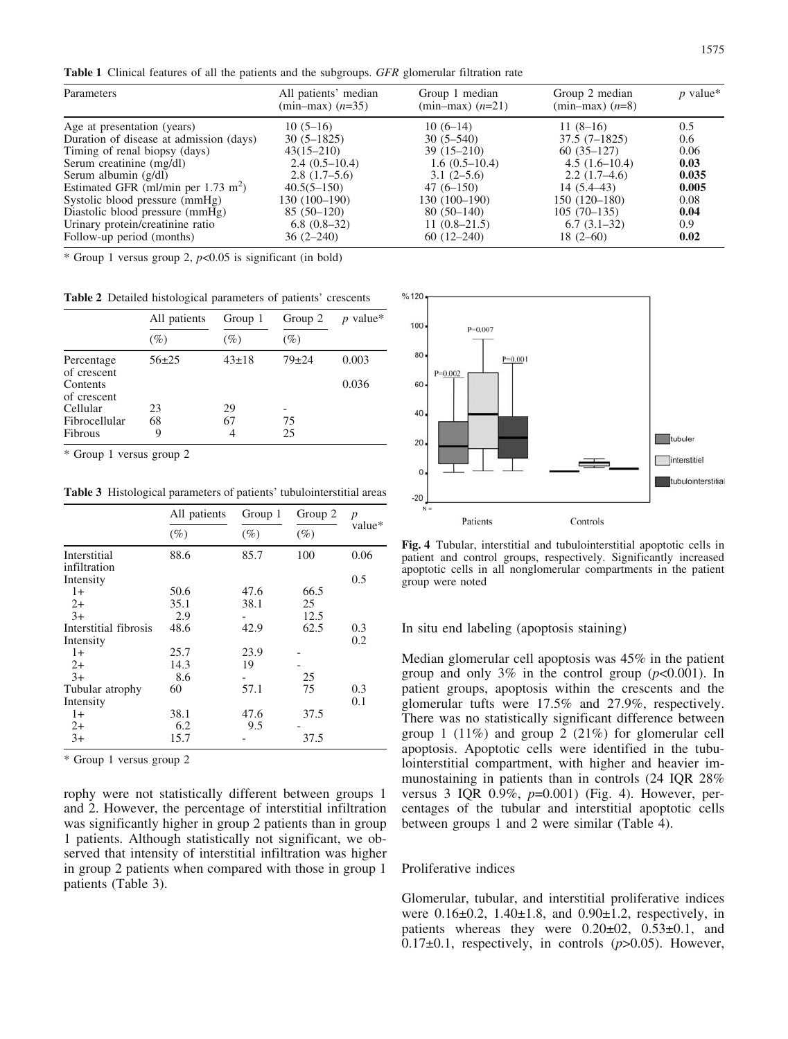**Table 1** Clinical features of all the patients and the subgroups. *GFR* glomerular filtration rate

| Parameters | All patients' median (min–max) ($n$=35) | Group 1 median (min–max) ($n$=21) | Group 2 median (min–max) ($n$=8) | $p$ value* |
|---|---|---|---|---|
| Age at presentation (years) | 10 (5–16) | 10 (6–14) | 11 (8–16) | 0.5 |
| Duration of disease at admission (days) | 30 (5–1825) | 30 (5–540) | 37.5 (7–1825) | 0.6 |
| Timing of renal biopsy (days) | 43(15–210) | 39 (15–210) | 60 (35–127) | 0.06 |
| Serum creatinine (mg/dl) | 2.4 (0.5–10.4) | 1.6 (0.5–10.4) | 4.5 (1.6–10.4) | **0.03** |
| Serum albumin (g/dl) | 2.8 (1.7–5.6) | 3.1 (2–5.6) | 2.2 (1.7–4.6) | **0.035** |
| Estimated GFR (ml/min per 1.73 $m^2$) | 40.5(5–150) | 47 (6–150) | 14 (5.4–43) | **0.005** |
| Systolic blood pressure (mmHg) | 130 (100–190) | 130 (100–190) | 150 (120–180) | 0.08 |
| Diastolic blood pressure (mmHg) | 85 (50–120) | 80 (50–140) | 105 (70–135) | **0.04** |
| Urinary protein/creatinine ratio | 6.8 (0.8–32) | 11 (0.8–21.5) | 6.7 (3.1–32) | 0.9 |
| Follow-up period (months) | 36 (2–240) | 60 (12–240) | 18 (2–60) | **0.02** |

\* Group 1 versus group 2, $p$<0.05 is significant (in bold)

**Table 2** Detailed histological parameters of patients' crescents

| | All patients (%) | Group 1 (%) | Group 2 (%) | $p$ value* |
|---|---|---|---|---|
| Percentage of crescent | 56±25 | 43±18 | 79±24 | 0.003 |
| Contents of crescent | | | | 0.036 |
| Cellular | 23 | 29 | - | |
| Fibrocellular | 68 | 67 | 75 | |
| Fibrous | 9 | 4 | 25 | |

\* Group 1 versus group 2

**Table 3** Histological parameters of patients' tubulointerstitial areas

| | All patients (%) | Group 1 (%) | Group 2 (%) | $p$ value* |
|---|---|---|---|---|
| Interstitial infiltration | 88.6 | 85.7 | 100 | 0.06 |
| Intensity | | | | 0.5 |
| 1+ | 50.6 | 47.6 | 66.5 | |
| 2+ | 35.1 | 38.1 | 25 | |
| 3+ | 2.9 | - | 12.5 | |
| Interstitial fibrosis | 48.6 | 42.9 | 62.5 | 0.3 |
| Intensity | | | | 0.2 |
| 1+ | 25.7 | 23.9 | - | |
| 2+ | 14.3 | 19 | - | |
| 3+ | 8.6 | - | 25 | |
| Tubular atrophy | 60 | 57.1 | 75 | 0.3 |
| Intensity | | | | 0.1 |
| 1+ | 38.1 | 47.6 | 37.5 | |
| 2+ | 6.2 | 9.5 | - | |
| 3+ | 15.7 | - | 37.5 | |

\* Group 1 versus group 2

rophy were not statistically different between groups 1 and 2. However, the percentage of interstitial infiltration was significantly higher in group 2 patients than in group 1 patients. Although statistically not significant, we observed that intensity of interstitial infiltration was higher in group 2 patients when compared with those in group 1 patients (Table 3).

**Fig. 4** Tubular, interstitial and tubulointerstitial apoptotic cells in patient and control groups, respectively. Significantly increased apoptotic cells in all nonglomerular compartments in the patient group were noted

## In situ end labeling (apoptosis staining)

Median glomerular cell apoptosis was 45% in the patient group and only 3% in the control group ($p$<0.001). In patient groups, apoptosis within the crescents and the glomerular tufts were 17.5% and 27.9%, respectively. There was no statistically significant difference between group 1 (11%) and group 2 (21%) for glomerular cell apoptosis. Apoptotic cells were identified in the tubulointerstitial compartment, with higher and heavier immunostaining in patients than in controls (24 IQR 28% versus 3 IQR 0.9%, $p$=0.001) (Fig. 4). However, percentages of the tubular and interstitial apoptotic cells between groups 1 and 2 were similar (Table 4).

## Proliferative indices

Glomerular, tubular, and interstitial proliferative indices were 0.16±0.2, 1.40±1.8, and 0.90±1.2, respectively, in patients whereas they were 0.20±02, 0.53±0.1, and 0.17±0.1, respectively, in controls ($p$>0.05). However,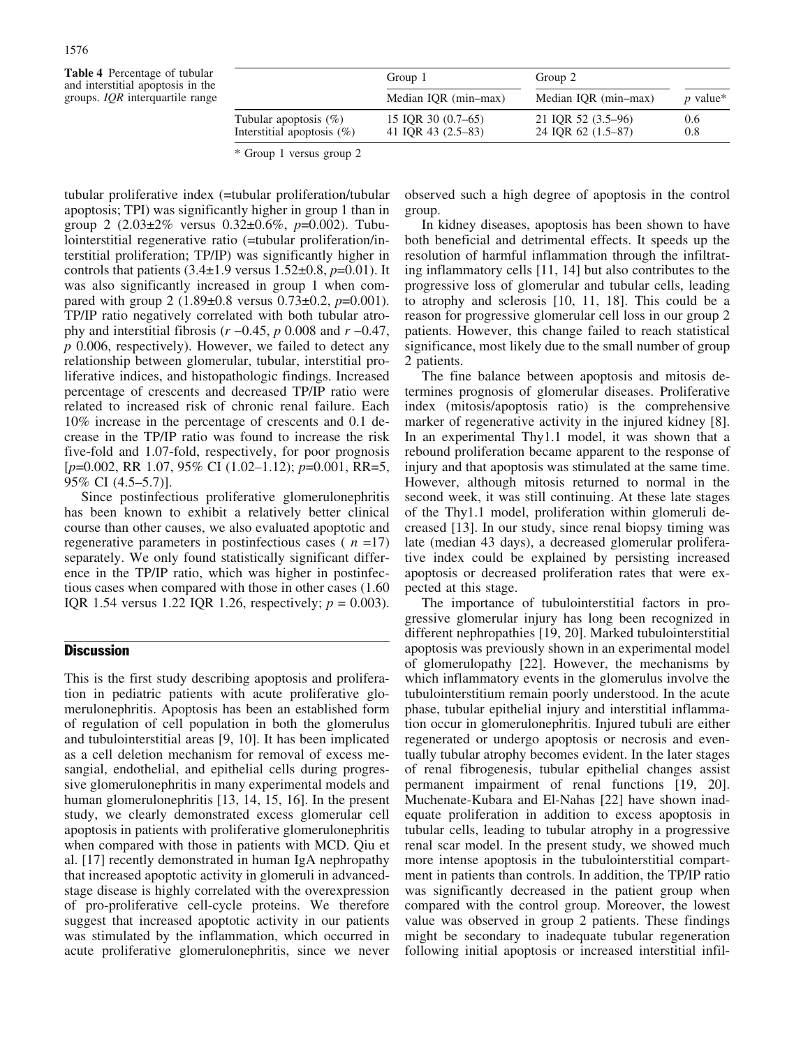**Table 4** Percentage of tubular and interstitial apoptosis in the groups. *IQR* interquartile range

| | Group 1 | Group 2 | |
|---|---|---|---|
| | Median IQR (min–max) | Median IQR (min–max) | *p* value* |
| Tubular apoptosis (%) | 15 IQR 30 (0.7–65) | 21 IQR 52 (3.5–96) | 0.6 |
| Interstitial apoptosis (%) | 41 IQR 43 (2.5–83) | 24 IQR 62 (1.5–87) | 0.8 |

\* Group 1 versus group 2

tubular proliferative index (=tubular proliferation/tubular apoptosis; TPI) was significantly higher in group 1 than in group 2 (2.03±2% versus 0.32±0.6%, $p$=0.002). Tubulointerstitial regenerative ratio (=tubular proliferation/interstitial proliferation; TP/IP) was significantly higher in controls that patients (3.4±1.9 versus 1.52±0.8, $p$=0.01). It was also significantly increased in group 1 when compared with group 2 (1.89±0.8 versus 0.73±0.2, $p$=0.001). TP/IP ratio negatively correlated with both tubular atrophy and interstitial fibrosis ($r$ −0.45, $p$ 0.008 and $r$ −0.47, $p$ 0.006, respectively). However, we failed to detect any relationship between glomerular, tubular, interstitial proliferative indices, and histopathologic findings. Increased percentage of crescents and decreased TP/IP ratio were related to increased risk of chronic renal failure. Each 10% increase in the percentage of crescents and 0.1 decrease in the TP/IP ratio was found to increase the risk five-fold and 1.07-fold, respectively, for poor prognosis [$p$=0.002, RR 1.07, 95% CI (1.02–1.12); $p$=0.001, RR=5, 95% CI (4.5–5.7)].

Since postinfectious proliferative glomerulonephritis has been known to exhibit a relatively better clinical course than other causes, we also evaluated apoptotic and regenerative parameters in postinfectious cases ( $n$ =17) separately. We only found statistically significant difference in the TP/IP ratio, which was higher in postinfectious cases when compared with those in other cases (1.60 IQR 1.54 versus 1.22 IQR 1.26, respectively; $p$ = 0.003).

## Discussion

This is the first study describing apoptosis and proliferation in pediatric patients with acute proliferative glomerulonephritis. Apoptosis has been an established form of regulation of cell population in both the glomerulus and tubulointerstitial areas [9, 10]. It has been implicated as a cell deletion mechanism for removal of excess mesangial, endothelial, and epithelial cells during progressive glomerulonephritis in many experimental models and human glomerulonephritis [13, 14, 15, 16]. In the present study, we clearly demonstrated excess glomerular cell apoptosis in patients with proliferative glomerulonephritis when compared with those in patients with MCD. Qiu et al. [17] recently demonstrated in human IgA nephropathy that increased apoptotic activity in glomeruli in advanced-stage disease is highly correlated with the overexpression of pro-proliferative cell-cycle proteins. We therefore suggest that increased apoptotic activity in our patients was stimulated by the inflammation, which occurred in acute proliferative glomerulonephritis, since we never observed such a high degree of apoptosis in the control group.

In kidney diseases, apoptosis has been shown to have both beneficial and detrimental effects. It speeds up the resolution of harmful inflammation through the infiltrating inflammatory cells [11, 14] but also contributes to the progressive loss of glomerular and tubular cells, leading to atrophy and sclerosis [10, 11, 18]. This could be a reason for progressive glomerular cell loss in our group 2 patients. However, this change failed to reach statistical significance, most likely due to the small number of group 2 patients.

The fine balance between apoptosis and mitosis determines prognosis of glomerular diseases. Proliferative index (mitosis/apoptosis ratio) is the comprehensive marker of regenerative activity in the injured kidney [8]. In an experimental Thy1.1 model, it was shown that a rebound proliferation became apparent to the response of injury and that apoptosis was stimulated at the same time. However, although mitosis returned to normal in the second week, it was still continuing. At these late stages of the Thy1.1 model, proliferation within glomeruli decreased [13]. In our study, since renal biopsy timing was late (median 43 days), a decreased glomerular proliferative index could be explained by persisting increased apoptosis or decreased proliferation rates that were expected at this stage.

The importance of tubulointerstitial factors in progressive glomerular injury has long been recognized in different nephropathies [19, 20]. Marked tubulointerstitial apoptosis was previously shown in an experimental model of glomerulopathy [22]. However, the mechanisms by which inflammatory events in the glomerulus involve the tubulointerstitium remain poorly understood. In the acute phase, tubular epithelial injury and interstitial inflammation occur in glomerulonephritis. Injured tubuli are either regenerated or undergo apoptosis or necrosis and eventually tubular atrophy becomes evident. In the later stages of renal fibrogenesis, tubular epithelial changes assist permanent impairment of renal functions [19, 20]. Muchenate-Kubara and El-Nahas [22] have shown inadequate proliferation in addition to excess apoptosis in tubular cells, leading to tubular atrophy in a progressive renal scar model. In the present study, we showed much more intense apoptosis in the tubulointerstitial compartment in patients than controls. In addition, the TP/IP ratio was significantly decreased in the patient group when compared with the control group. Moreover, the lowest value was observed in group 2 patients. These findings might be secondary to inadequate tubular regeneration following initial apoptosis or increased interstitial infil-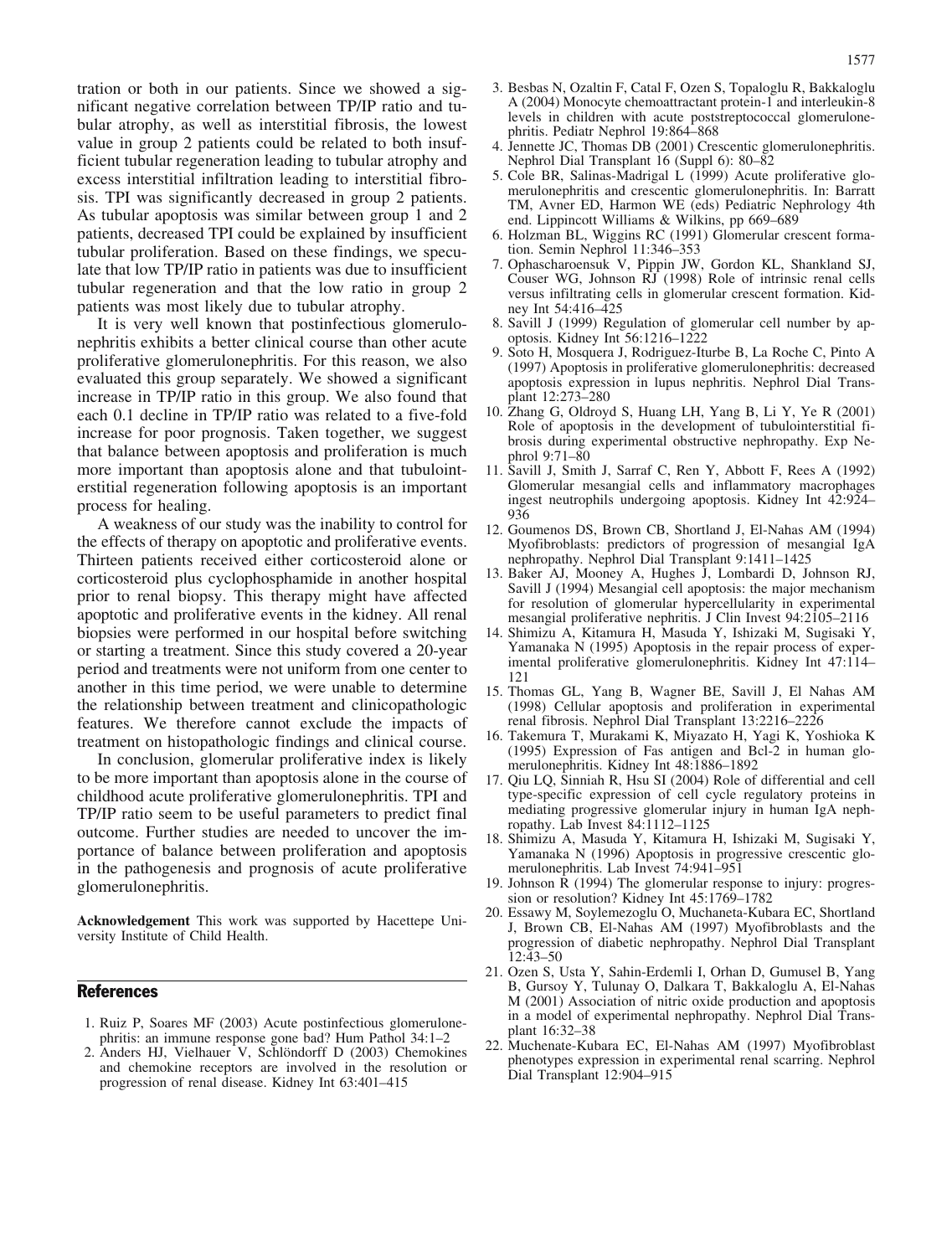tration or both in our patients. Since we showed a significant negative correlation between TP/IP ratio and tubular atrophy, as well as interstitial fibrosis, the lowest value in group 2 patients could be related to both insufficient tubular regeneration leading to tubular atrophy and excess interstitial infiltration leading to interstitial fibrosis. TPI was significantly decreased in group 2 patients. As tubular apoptosis was similar between group 1 and 2 patients, decreased TPI could be explained by insufficient tubular proliferation. Based on these findings, we speculate that low TP/IP ratio in patients was due to insufficient tubular regeneration and that the low ratio in group 2 patients was most likely due to tubular atrophy.

It is very well known that postinfectious glomerulonephritis exhibits a better clinical course than other acute proliferative glomerulonephritis. For this reason, we also evaluated this group separately. We showed a significant increase in TP/IP ratio in this group. We also found that each 0.1 decline in TP/IP ratio was related to a five-fold increase for poor prognosis. Taken together, we suggest that balance between apoptosis and proliferation is much more important than apoptosis alone and that tubulointerstitial regeneration following apoptosis is an important process for healing.

A weakness of our study was the inability to control for the effects of therapy on apoptotic and proliferative events. Thirteen patients received either corticosteroid alone or corticosteroid plus cyclophosphamide in another hospital prior to renal biopsy. This therapy might have affected apoptotic and proliferative events in the kidney. All renal biopsies were performed in our hospital before switching or starting a treatment. Since this study covered a 20-year period and treatments were not uniform from one center to another in this time period, we were unable to determine the relationship between treatment and clinicopathologic features. We therefore cannot exclude the impacts of treatment on histopathologic findings and clinical course.

In conclusion, glomerular proliferative index is likely to be more important than apoptosis alone in the course of childhood acute proliferative glomerulonephritis. TPI and TP/IP ratio seem to be useful parameters to predict final outcome. Further studies are needed to uncover the importance of balance between proliferation and apoptosis in the pathogenesis and prognosis of acute proliferative glomerulonephritis.

**Acknowledgement** This work was supported by Hacettepe University Institute of Child Health.

## References

1. Ruiz P, Soares MF (2003) Acute postinfectious glomerulonephritis: an immune response gone bad? Hum Pathol 34:1–2
2. Anders HJ, Vielhauer V, Schlöndorff D (2003) Chemokines and chemokine receptors are involved in the resolution or progression of renal disease. Kidney Int 63:401–415
3. Besbas N, Ozaltin F, Catal F, Ozen S, Topaloglu R, Bakkaloglu A (2004) Monocyte chemoattractant protein-1 and interleukin-8 levels in children with acute poststreptococcal glomerulonephritis. Pediatr Nephrol 19:864–868
4. Jennette JC, Thomas DB (2001) Crescentic glomerulonephritis. Nephrol Dial Transplant 16 (Suppl 6): 80–82
5. Cole BR, Salinas-Madrigal L (1999) Acute proliferative glomerulonephritis and crescentic glomerulonephritis. In: Barratt TM, Avner ED, Harmon WE (eds) Pediatric Nephrology 4th end. Lippincott Williams & Wilkins, pp 669–689
6. Holzman BL, Wiggins RC (1991) Glomerular crescent formation. Semin Nephrol 11:346–353
7. Ophascharoensuk V, Pippin JW, Gordon KL, Shankland SJ, Couser WG, Johnson RJ (1998) Role of intrinsic renal cells versus infiltrating cells in glomerular crescent formation. Kidney Int 54:416–425
8. Savill J (1999) Regulation of glomerular cell number by apoptosis. Kidney Int 56:1216–1222
9. Soto H, Mosquera J, Rodriguez-Iturbe B, La Roche C, Pinto A (1997) Apoptosis in proliferative glomerulonephritis: decreased apoptosis expression in lupus nephritis. Nephrol Dial Transplant 12:273–280
10. Zhang G, Oldroyd S, Huang LH, Yang B, Li Y, Ye R (2001) Role of apoptosis in the development of tubulointerstitial fibrosis during experimental obstructive nephropathy. Exp Nephrol 9:71–80
11. Savill J, Smith J, Sarraf C, Ren Y, Abbott F, Rees A (1992) Glomerular mesangial cells and inflammatory macrophages ingest neutrophils undergoing apoptosis. Kidney Int 42:924–936
12. Goumenos DS, Brown CB, Shortland J, El-Nahas AM (1994) Myofibroblasts: predictors of progression of mesangial IgA nephropathy. Nephrol Dial Transplant 9:1411–1425
13. Baker AJ, Mooney A, Hughes J, Lombardi D, Johnson RJ, Savill J (1994) Mesangial cell apoptosis: the major mechanism for resolution of glomerular hypercellularity in experimental mesangial proliferative nephritis. J Clin Invest 94:2105–2116
14. Shimizu A, Kitamura H, Masuda Y, Ishizaki M, Sugisaki Y, Yamanaka N (1995) Apoptosis in the repair process of experimental proliferative glomerulonephritis. Kidney Int 47:114–121
15. Thomas GL, Yang B, Wagner BE, Savill J, El Nahas AM (1998) Cellular apoptosis and proliferation in experimental renal fibrosis. Nephrol Dial Transplant 13:2216–2226
16. Takemura T, Murakami K, Miyazato H, Yagi K, Yoshioka K (1995) Expression of Fas antigen and Bcl-2 in human glomerulonephritis. Kidney Int 48:1886–1892
17. Qiu LQ, Sinniah R, Hsu SI (2004) Role of differential and cell type-specific expression of cell cycle regulatory proteins in mediating progressive glomerular injury in human IgA nephropathy. Lab Invest 84:1112–1125
18. Shimizu A, Masuda Y, Kitamura H, Ishizaki M, Sugisaki Y, Yamanaka N (1996) Apoptosis in progressive crescentic glomerulonephritis. Lab Invest 74:941–951
19. Johnson R (1994) The glomerular response to injury: progression or resolution? Kidney Int 45:1769–1782
20. Essawy M, Soylemezoglu O, Muchaneta-Kubara EC, Shortland J, Brown CB, El-Nahas AM (1997) Myofibroblasts and the progression of diabetic nephropathy. Nephrol Dial Transplant 12:43–50
21. Ozen S, Usta Y, Sahin-Erdemli I, Orhan D, Gumusel B, Yang B, Gursoy Y, Tulunay O, Dalkara T, Bakkaloglu A, El-Nahas M (2001) Association of nitric oxide production and apoptosis in a model of experimental nephropathy. Nephrol Dial Transplant 16:32–38
22. Muchenate-Kubara EC, El-Nahas AM (1997) Myofibroblast phenotypes expression in experimental renal scarring. Nephrol Dial Transplant 12:904–915